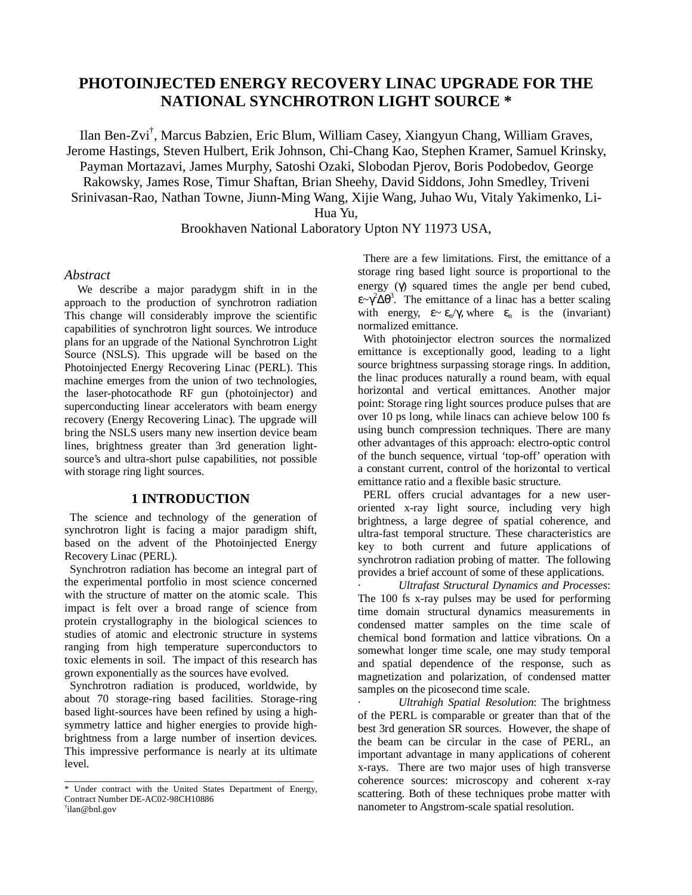# PHOTOINJECTED ENERGY RECOVERY LINAC UPGRADE FOR THE NATIONAL SYNCHROTRON LIGHT SOURCE *

Ilan Ben-Zvi[†], Marcus Babzien, Eric Blum, William Casey, Xiangyun Chang, William Graves, Jerome Hastings, Steven Hulbert, Erik Johnson, Chi-Chang Kao, Stephen Kramer, Samuel Krinsky, Payman Mortazavi, James Murphy, Satoshi Ozaki, Slobodan Pjerov, Boris Podobedov, George Rakowsky, James Rose, Timur Shaftan, Brian Sheehy, David Siddons, John Smedley, Triveni Srinivasan-Rao, Nathan Towne, Jiunn-Ming Wang, Xijie Wang, Juhao Wu, Vitaly Yakimenko, Li-Hua Yu,

Brookhaven National Laboratory Upton NY 11973 USA,

## *Abstract*

We describe a major paradygm shift in in the approach to the production of synchrotron radiation This change will considerably improve the scientific capabilities of synchrotron light sources. We introduce plans for an upgrade of the National Synchrotron Light Source (NSLS). This upgrade will be based on the Photoinjected Energy Recovering Linac (PERL). This machine emerges from the union of two technologies, the laser-photocathode RF gun (photoinjector) and superconducting linear accelerators with beam energy recovery (Energy Recovering Linac). The upgrade will bring the NSLS users many new insertion device beam lines, brightness greater than 3rd generation light-source's and ultra-short pulse capabilities, not possible with storage ring light sources.

## 1 INTRODUCTION

The science and technology of the generation of synchrotron light is facing a major paradigm shift, based on the advent of the Photoinjected Energy Recovery Linac (PERL).

Synchrotron radiation has become an integral part of the experimental portfolio in most science concerned with the structure of matter on the atomic scale. This impact is felt over a broad range of science from protein crystallography in the biological sciences to studies of atomic and electronic structure in systems ranging from high temperature superconductors to toxic elements in soil. The impact of this research has grown exponentially as the sources have evolved.

Synchrotron radiation is produced, worldwide, by about 70 storage-ring based facilities. Storage-ring based light-sources have been refined by using a high-symmetry lattice and higher energies to provide high-brightness from a large number of insertion devices. This impressive performance is nearly at its ultimate level.

There are a few limitations. First, the emittance of a storage ring based light source is proportional to the energy ($\gamma$) squared times the angle per bend cubed, $\varepsilon\sim\gamma^2\Delta\theta^3$. The emittance of a linac has a better scaling with energy, $\varepsilon\sim\varepsilon_n/\gamma$, where $\varepsilon_n$ is the (invariant) normalized emittance.

With photoinjector electron sources the normalized emittance is exceptionally good, leading to a light source brightness surpassing storage rings. In addition, the linac produces naturally a round beam, with equal horizontal and vertical emittances. Another major point: Storage ring light sources produce pulses that are over 10 ps long, while linacs can achieve below 100 fs using bunch compression techniques. There are many other advantages of this approach: electro-optic control of the bunch sequence, virtual 'top-off' operation with a constant current, control of the horizontal to vertical emittance ratio and a flexible basic structure.

PERL offers crucial advantages for a new user-oriented x-ray light source, including very high brightness, a large degree of spatial coherence, and ultra-fast temporal structure. These characteristics are key to both current and future applications of synchrotron radiation probing of matter. The following provides a brief account of some of these applications.

- *Ultrafast Structural Dynamics and Processes*: The 100 fs x-ray pulses may be used for performing time domain structural dynamics measurements in condensed matter samples on the time scale of chemical bond formation and lattice vibrations. On a somewhat longer time scale, one may study temporal and spatial dependence of the response, such as magnetization and polarization, of condensed matter samples on the picosecond time scale.
- *Ultrahigh Spatial Resolution*: The brightness of the PERL is comparable or greater than that of the best 3rd generation SR sources. However, the shape of the beam can be circular in the case of PERL, an important advantage in many applications of coherent x-rays. There are two major uses of high transverse coherence sources: microscopy and coherent x-ray scattering. Both of these techniques probe matter with nanometer to Angstrom-scale spatial resolution.

---

\* Under contract with the United States Department of Energy, Contract Number DE-AC02-98CH10886

[†]ilan@bnl.gov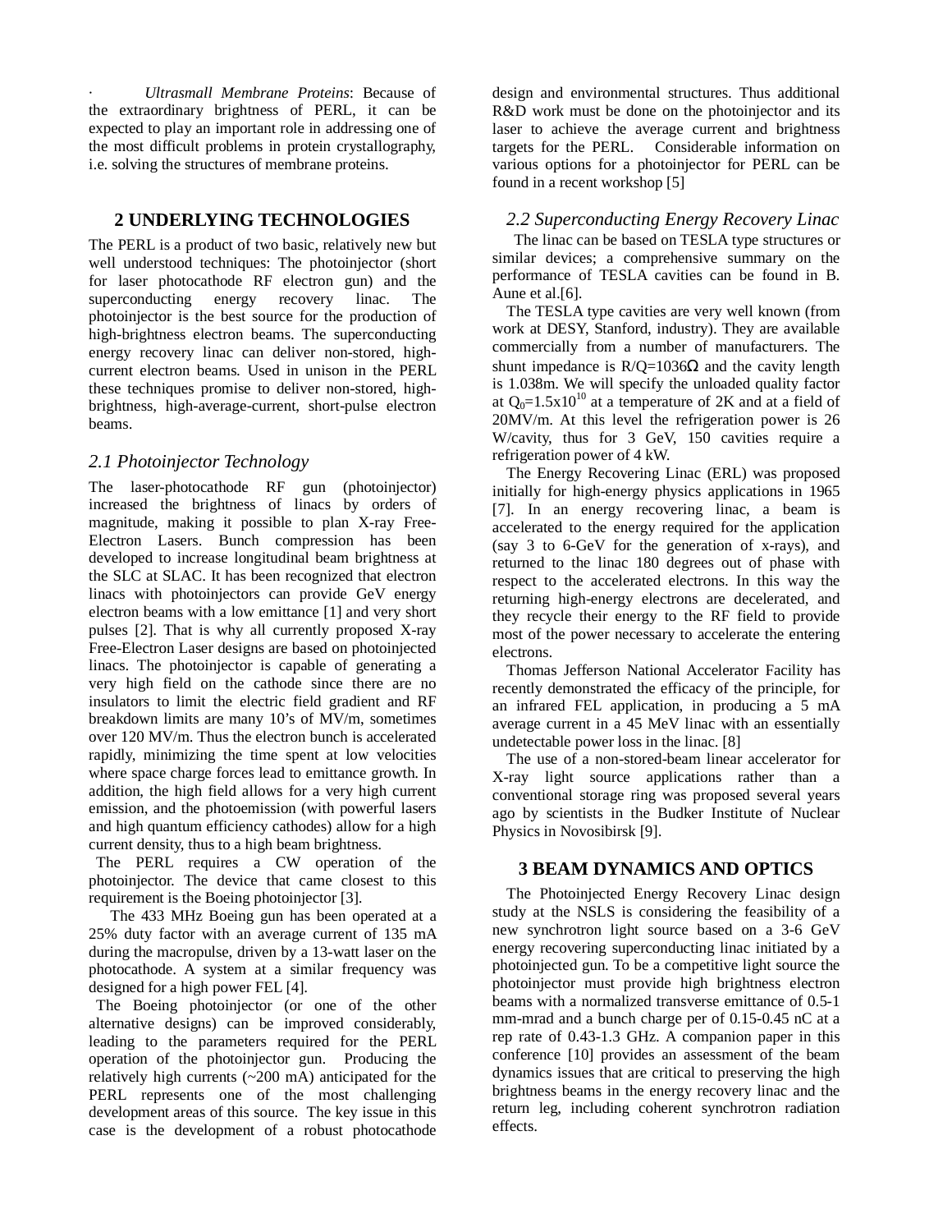· *Ultrasmall Membrane Proteins*: Because of the extraordinary brightness of PERL, it can be expected to play an important role in addressing one of the most difficult problems in protein crystallography, i.e. solving the structures of membrane proteins.

## 2 UNDERLYING TECHNOLOGIES

The PERL is a product of two basic, relatively new but well understood techniques: The photoinjector (short for laser photocathode RF electron gun) and the superconducting energy recovery linac. The photoinjector is the best source for the production of high-brightness electron beams. The superconducting energy recovery linac can deliver non-stored, high-current electron beams. Used in unison in the PERL these techniques promise to deliver non-stored, high-brightness, high-average-current, short-pulse electron beams.

### *2.1 Photoinjector Technology*

The laser-photocathode RF gun (photoinjector) increased the brightness of linacs by orders of magnitude, making it possible to plan X-ray Free-Electron Lasers. Bunch compression has been developed to increase longitudinal beam brightness at the SLC at SLAC. It has been recognized that electron linacs with photoinjectors can provide GeV energy electron beams with a low emittance [1] and very short pulses [2]. That is why all currently proposed X-ray Free-Electron Laser designs are based on photoinjected linacs. The photoinjector is capable of generating a very high field on the cathode since there are no insulators to limit the electric field gradient and RF breakdown limits are many 10's of MV/m, sometimes over 120 MV/m. Thus the electron bunch is accelerated rapidly, minimizing the time spent at low velocities where space charge forces lead to emittance growth. In addition, the high field allows for a very high current emission, and the photoemission (with powerful lasers and high quantum efficiency cathodes) allow for a high current density, thus to a high beam brightness.

The PERL requires a CW operation of the photoinjector. The device that came closest to this requirement is the Boeing photoinjector [3].

The 433 MHz Boeing gun has been operated at a 25% duty factor with an average current of 135 mA during the macropulse, driven by a 13-watt laser on the photocathode. A system at a similar frequency was designed for a high power FEL [4].

The Boeing photoinjector (or one of the other alternative designs) can be improved considerably, leading to the parameters required for the PERL operation of the photoinjector gun. Producing the relatively high currents (~200 mA) anticipated for the PERL represents one of the most challenging development areas of this source. The key issue in this case is the development of a robust photocathode design and environmental structures. Thus additional R&D work must be done on the photoinjector and its laser to achieve the average current and brightness targets for the PERL. Considerable information on various options for a photoinjector for PERL can be found in a recent workshop [5]

### *2.2 Superconducting Energy Recovery Linac*

The linac can be based on TESLA type structures or similar devices; a comprehensive summary on the performance of TESLA cavities can be found in B. Aune et al.[6].

The TESLA type cavities are very well known (from work at DESY, Stanford, industry). They are available commercially from a number of manufacturers. The shunt impedance is $R/Q=1036\Omega$ and the cavity length is 1.038m. We will specify the unloaded quality factor at $Q_0=1.5\text{x}10^{10}$ at a temperature of 2K and at a field of 20MV/m. At this level the refrigeration power is 26 W/cavity, thus for 3 GeV, 150 cavities require a refrigeration power of 4 kW.

The Energy Recovering Linac (ERL) was proposed initially for high-energy physics applications in 1965 [7]. In an energy recovering linac, a beam is accelerated to the energy required for the application (say 3 to 6-GeV for the generation of x-rays), and returned to the linac 180 degrees out of phase with respect to the accelerated electrons. In this way the returning high-energy electrons are decelerated, and they recycle their energy to the RF field to provide most of the power necessary to accelerate the entering electrons.

Thomas Jefferson National Accelerator Facility has recently demonstrated the efficacy of the principle, for an infrared FEL application, in producing a 5 mA average current in a 45 MeV linac with an essentially undetectable power loss in the linac. [8]

The use of a non-stored-beam linear accelerator for X-ray light source applications rather than a conventional storage ring was proposed several years ago by scientists in the Budker Institute of Nuclear Physics in Novosibirsk [9].

## 3 BEAM DYNAMICS AND OPTICS

The Photoinjected Energy Recovery Linac design study at the NSLS is considering the feasibility of a new synchrotron light source based on a 3-6 GeV energy recovering superconducting linac initiated by a photoinjected gun. To be a competitive light source the photoinjector must provide high brightness electron beams with a normalized transverse emittance of 0.5-1 mm-mrad and a bunch charge per of 0.15-0.45 nC at a rep rate of 0.43-1.3 GHz. A companion paper in this conference [10] provides an assessment of the beam dynamics issues that are critical to preserving the high brightness beams in the energy recovery linac and the return leg, including coherent synchrotron radiation effects.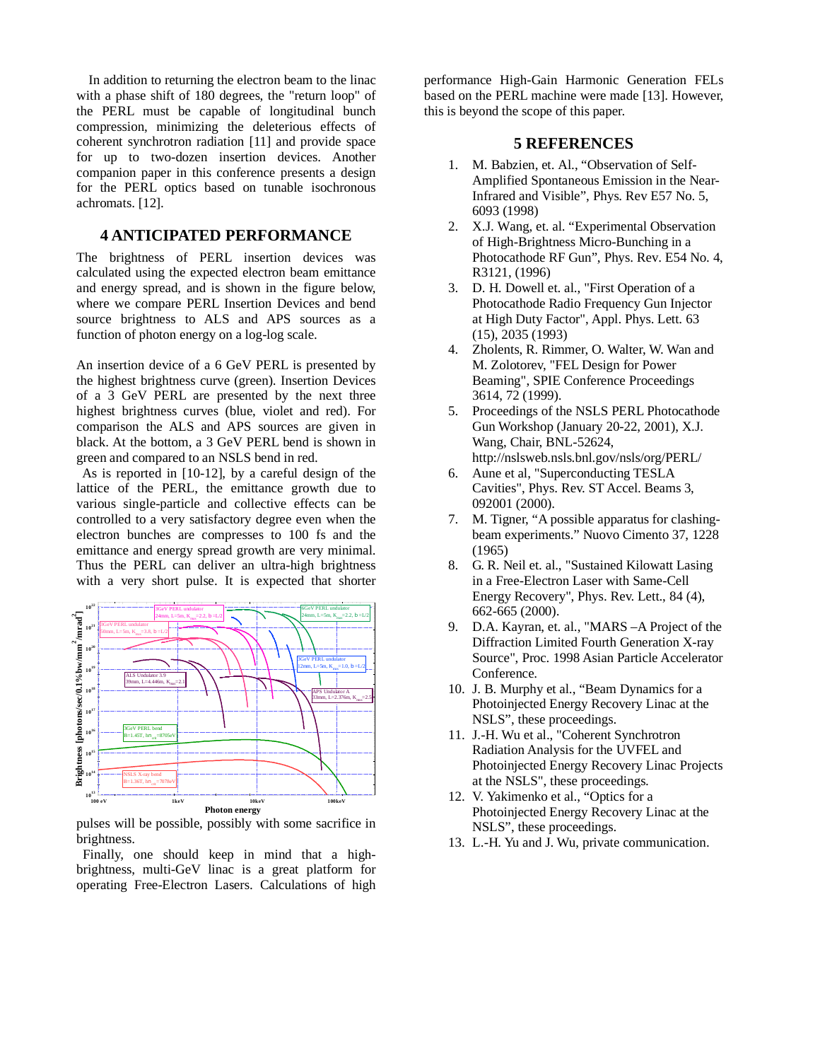In addition to returning the electron beam to the linac with a phase shift of 180 degrees, the "return loop" of the PERL must be capable of longitudinal bunch compression, minimizing the deleterious effects of coherent synchrotron radiation [11] and provide space for up to two-dozen insertion devices. Another companion paper in this conference presents a design for the PERL optics based on tunable isochronous achromats. [12].

## 4 ANTICIPATED PERFORMANCE

The brightness of PERL insertion devices was calculated using the expected electron beam emittance and energy spread, and is shown in the figure below, where we compare PERL Insertion Devices and bend source brightness to ALS and APS sources as a function of photon energy on a log-log scale.

An insertion device of a 6 GeV PERL is presented by the highest brightness curve (green). Insertion Devices of a 3 GeV PERL are presented by the next three highest brightness curves (blue, violet and red). For comparison the ALS and APS sources are given in black. At the bottom, a 3 GeV PERL bend is shown in green and compared to an NSLS bend in red.

As is reported in [10-12], by a careful design of the lattice of the PERL, the emittance growth due to various single-particle and collective effects can be controlled to a very satisfactory degree even when the electron bunches are compresses to 100 fs and the emittance and energy spread growth are very minimal. Thus the PERL can deliver an ultra-high brightness with a very short pulse. It is expected that shorter

$10^{22}$
$10^{21}$
$10^{20}$
$10^{19}$
$10^{18}$
$10^{17}$
$10^{16}$
$10^{15}$
$10^{14}$
$10^{13}$

Brightness [photons/sec/0.1%bw/mm$^2$/mrad$^2$]

3GeV PERL undulator 24mm, L=5m, $K_{max}$=2.2, b=L/2

6GeV PERL undulator 24mm, L=5m, $K_{max}$=2.2, b=L/2

3GeV PERL undulator 39mm, L=5m, $K_{max}$=3.8, b=L/2

3GeV PERL undulator 12mm, L=5m, $K_{max}$=1.0, b=L/2

ALS Undulator 3.9 39mm, L=4.446m, $K_{max}$=2.1

APS Undulator A 33mm, L=2.376m, $K_{max}$=2.5

3GeV PERL bend B=1.45T, $\hbar\omega_{crit}$=8705eV

NSLS X-ray bend B=1.36T, $\hbar\omega_{crit}$=7078eV

100 eV
1keV
10keV
100keV

Photon energy

pulses will be possible, possibly with some sacrifice in brightness.

Finally, one should keep in mind that a high-brightness, multi-GeV linac is a great platform for operating Free-Electron Lasers. Calculations of high performance High-Gain Harmonic Generation FELs based on the PERL machine were made [13]. However, this is beyond the scope of this paper.

## 5 REFERENCES

1. M. Babzien, et. Al., "Observation of Self-Amplified Spontaneous Emission in the Near-Infrared and Visible", Phys. Rev E57 No. 5, 6093 (1998)
2. X.J. Wang, et. al. "Experimental Observation of High-Brightness Micro-Bunching in a Photocathode RF Gun", Phys. Rev. E54 No. 4, R3121, (1996)
3. D. H. Dowell et. al., "First Operation of a Photocathode Radio Frequency Gun Injector at High Duty Factor", Appl. Phys. Lett. 63 (15), 2035 (1993)
4. Zholents, R. Rimmer, O. Walter, W. Wan and M. Zolotorev, "FEL Design for Power Beaming", SPIE Conference Proceedings 3614, 72 (1999).
5. Proceedings of the NSLS PERL Photocathode Gun Workshop (January 20-22, 2001), X.J. Wang, Chair, BNL-52624, http://nslsweb.nsls.bnl.gov/nsls/org/PERL/
6. Aune et al, "Superconducting TESLA Cavities", Phys. Rev. ST Accel. Beams 3, 092001 (2000).
7. M. Tigner, "A possible apparatus for clashing-beam experiments." Nuovo Cimento 37, 1228 (1965)
8. G. R. Neil et. al., "Sustained Kilowatt Lasing in a Free-Electron Laser with Same-Cell Energy Recovery", Phys. Rev. Lett., 84 (4), 662-665 (2000).
9. D.A. Kayran, et. al., "MARS –A Project of the Diffraction Limited Fourth Generation X-ray Source", Proc. 1998 Asian Particle Accelerator Conference.
10. J. B. Murphy et al., "Beam Dynamics for a Photoinjected Energy Recovery Linac at the NSLS", these proceedings.
11. J.-H. Wu et al., "Coherent Synchrotron Radiation Analysis for the UVFEL and Photoinjected Energy Recovery Linac Projects at the NSLS", these proceedings.
12. V. Yakimenko et al., "Optics for a Photoinjected Energy Recovery Linac at the NSLS", these proceedings.
13. L.-H. Yu and J. Wu, private communication.